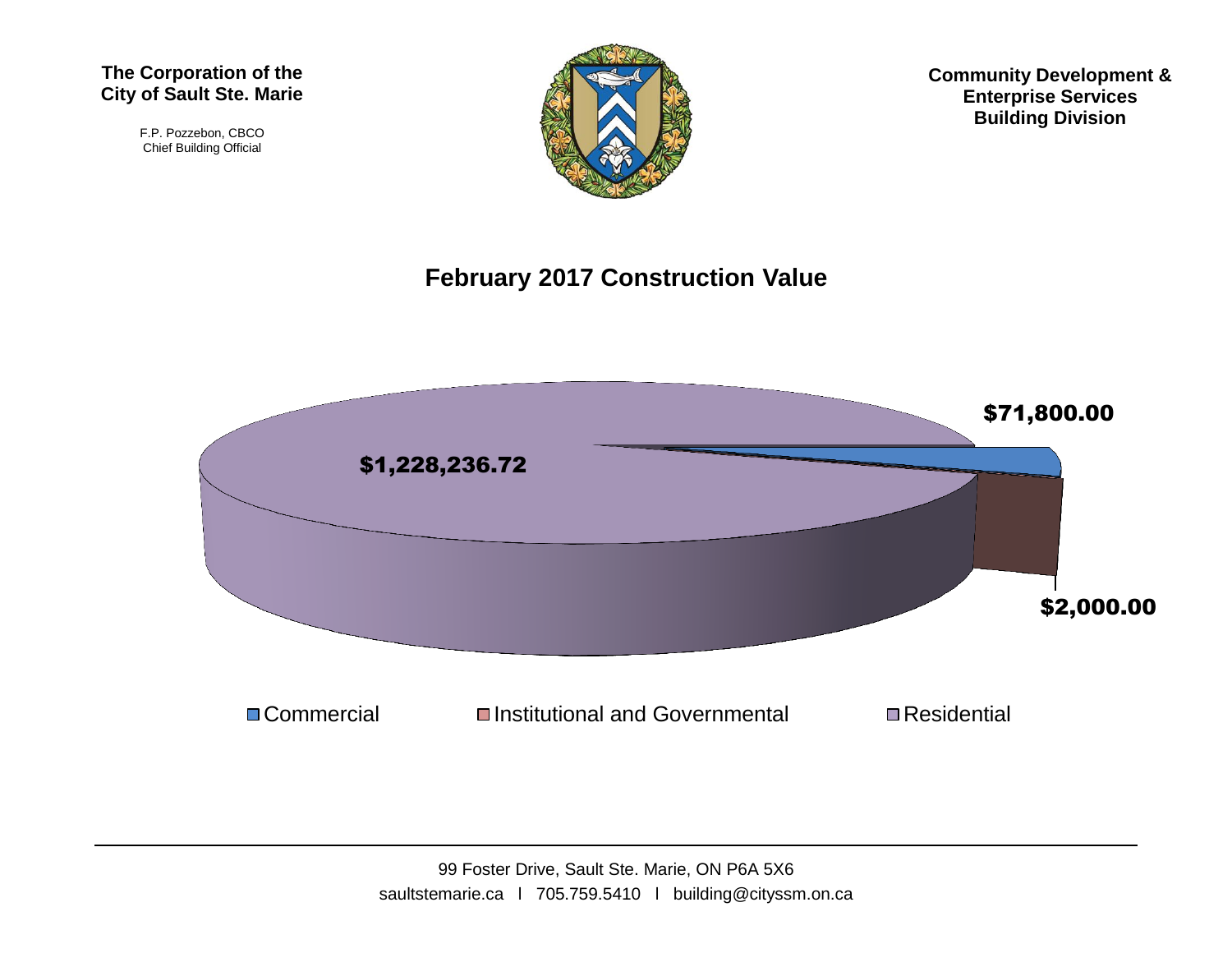**The Corporation of the City of Sault Ste. Marie**

F.P. Pozzebon, CBCO
Chief Building Official

**Community Development & Enterprise Services Building Division**

## February 2017 Construction Value

$1,228,236.72

$71,800.00

$2,000.00

Commercial | Institutional and Governmental | Residential

99 Foster Drive, Sault Ste. Marie, ON P6A 5X6
saultstemarie.ca l 705.759.5410 l building@cityssm.on.ca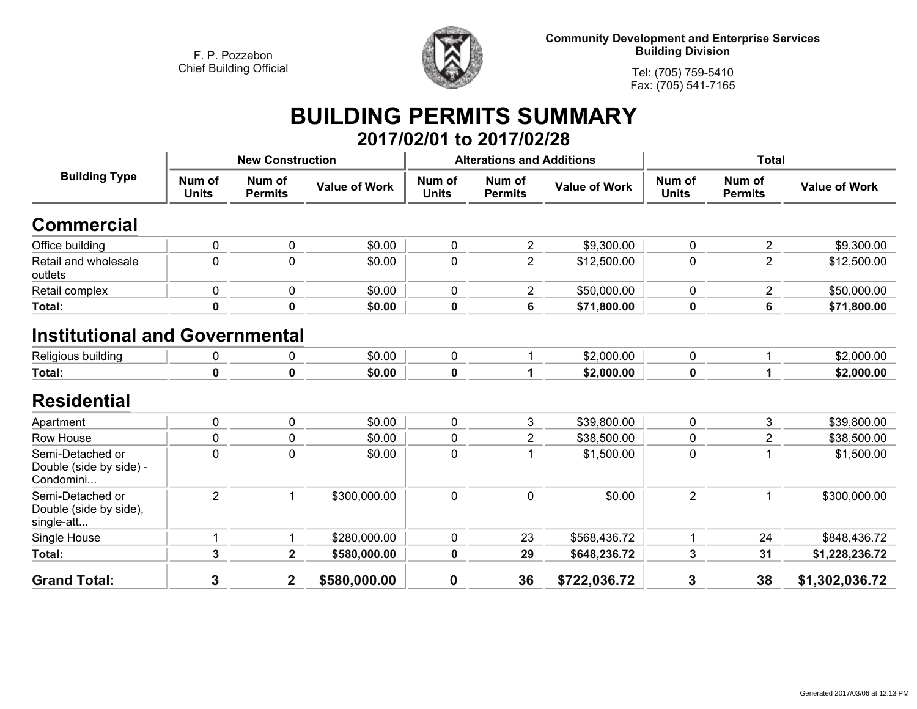F. P. Pozzebon
Chief Building Official

**Community Development and Enterprise Services**
**Building Division**

Tel: (705) 759-5410
Fax: (705) 541-7165

# BUILDING PERMITS SUMMARY

## 2017/02/01 to 2017/02/28

| Building Type | New Construction | | | Alterations and Additions | | | Total | | |
|---|---|---|---|---|---|---|---|---|---|
| | Num of Units | Num of Permits | Value of Work | Num of Units | Num of Permits | Value of Work | Num of Units | Num of Permits | Value of Work |
| **Commercial** | | | | | | | | | |
| Office building | 0 | 0 | $0.00 | 0 | 2 | $9,300.00 | 0 | 2 | $9,300.00 |
| Retail and wholesale outlets | 0 | 0 | $0.00 | 0 | 2 | $12,500.00 | 0 | 2 | $12,500.00 |
| Retail complex | 0 | 0 | $0.00 | 0 | 2 | $50,000.00 | 0 | 2 | $50,000.00 |
| **Total:** | **0** | **0** | **$0.00** | **0** | **6** | **$71,800.00** | **0** | **6** | **$71,800.00** |
| **Institutional and Governmental** | | | | | | | | | |
| Religious building | 0 | 0 | $0.00 | 0 | 1 | $2,000.00 | 0 | 1 | $2,000.00 |
| **Total:** | **0** | **0** | **$0.00** | **0** | **1** | **$2,000.00** | **0** | **1** | **$2,000.00** |
| **Residential** | | | | | | | | | |
| Apartment | 0 | 0 | $0.00 | 0 | 3 | $39,800.00 | 0 | 3 | $39,800.00 |
| Row House | 0 | 0 | $0.00 | 0 | 2 | $38,500.00 | 0 | 2 | $38,500.00 |
| Semi-Detached or Double (side by side) - Condomini... | 0 | 0 | $0.00 | 0 | 1 | $1,500.00 | 0 | 1 | $1,500.00 |
| Semi-Detached or Double (side by side), single-att... | 2 | 1 | $300,000.00 | 0 | 0 | $0.00 | 2 | 1 | $300,000.00 |
| Single House | 1 | 1 | $280,000.00 | 0 | 23 | $568,436.72 | 1 | 24 | $848,436.72 |
| **Total:** | **3** | **2** | **$580,000.00** | **0** | **29** | **$648,236.72** | **3** | **31** | **$1,228,236.72** |
| **Grand Total:** | **3** | **2** | **$580,000.00** | **0** | **36** | **$722,036.72** | **3** | **38** | **$1,302,036.72** |

Generated 2017/03/06 at 12:13 PM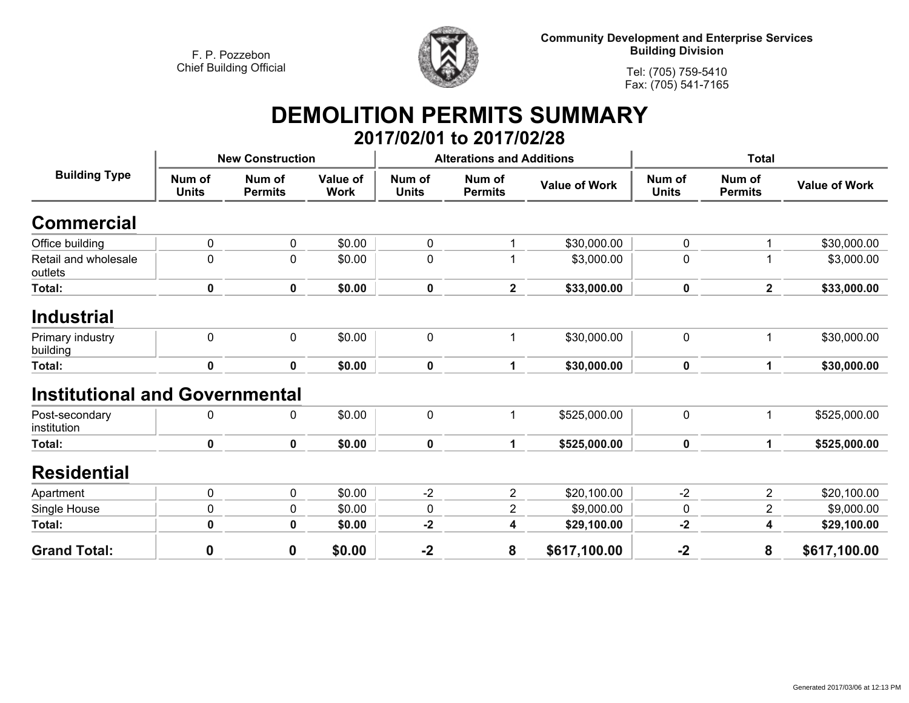F. P. Pozzebon
Chief Building Official

Community Development and Enterprise Services
Building Division

Tel: (705) 759-5410
Fax: (705) 541-7165

# DEMOLITION PERMITS SUMMARY

## 2017/02/01 to 2017/02/28

| Building Type | New Construction | | | Alterations and Additions | | | Total | | |
|---|---|---|---|---|---|---|---|---|---|
| | Num of Units | Num of Permits | Value of Work | Num of Units | Num of Permits | Value of Work | Num of Units | Num of Permits | Value of Work |
| **Commercial** | | | | | | | | | |
| Office building | 0 | 0 | $0.00 | 0 | 1 | $30,000.00 | 0 | 1 | $30,000.00 |
| Retail and wholesale outlets | 0 | 0 | $0.00 | 0 | 1 | $3,000.00 | 0 | 1 | $3,000.00 |
| **Total:** | **0** | **0** | **$0.00** | **0** | **2** | **$33,000.00** | **0** | **2** | **$33,000.00** |
| **Industrial** | | | | | | | | | |
| Primary industry building | 0 | 0 | $0.00 | 0 | 1 | $30,000.00 | 0 | 1 | $30,000.00 |
| **Total:** | **0** | **0** | **$0.00** | **0** | **1** | **$30,000.00** | **0** | **1** | **$30,000.00** |
| **Institutional and Governmental** | | | | | | | | | |
| Post-secondary institution | 0 | 0 | $0.00 | 0 | 1 | $525,000.00 | 0 | 1 | $525,000.00 |
| **Total:** | **0** | **0** | **$0.00** | **0** | **1** | **$525,000.00** | **0** | **1** | **$525,000.00** |
| **Residential** | | | | | | | | | |
| Apartment | 0 | 0 | $0.00 | -2 | 2 | $20,100.00 | -2 | 2 | $20,100.00 |
| Single House | 0 | 0 | $0.00 | 0 | 2 | $9,000.00 | 0 | 2 | $9,000.00 |
| **Total:** | **0** | **0** | **$0.00** | **-2** | **4** | **$29,100.00** | **-2** | **4** | **$29,100.00** |
| **Grand Total:** | **0** | **0** | **$0.00** | **-2** | **8** | **$617,100.00** | **-2** | **8** | **$617,100.00** |

Generated 2017/03/06 at 12:13 PM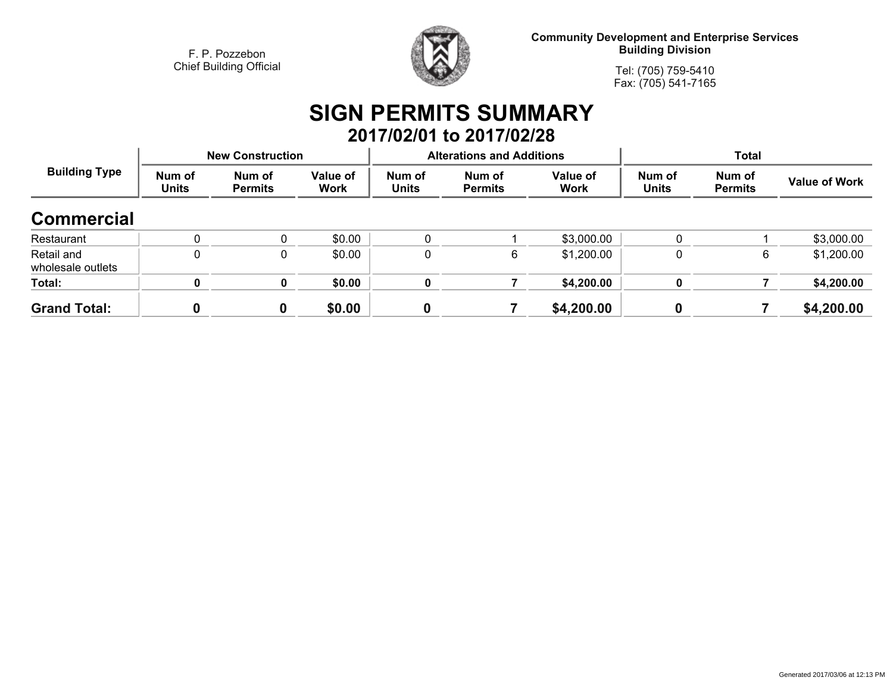F. P. Pozzebon
Chief Building Official

**Community Development and Enterprise Services**
**Building Division**

Tel: (705) 759-5410
Fax: (705) 541-7165

# SIGN PERMITS SUMMARY

## 2017/02/01 to 2017/02/28

| Building Type | New Construction | | | Alterations and Additions | | | Total | | |
|---|---|---|---|---|---|---|---|---|---|
| | Num of Units | Num of Permits | Value of Work | Num of Units | Num of Permits | Value of Work | Num of Units | Num of Permits | Value of Work |
| **Commercial** | | | | | | | | | |
| Restaurant | 0 | 0 | $0.00 | 0 | 1 | $3,000.00 | 0 | 1 | $3,000.00 |
| Retail and wholesale outlets | 0 | 0 | $0.00 | 0 | 6 | $1,200.00 | 0 | 6 | $1,200.00 |
| **Total:** | **0** | **0** | **$0.00** | **0** | **7** | **$4,200.00** | **0** | **7** | **$4,200.00** |
| **Grand Total:** | **0** | **0** | **$0.00** | **0** | **7** | **$4,200.00** | **0** | **7** | **$4,200.00** |

Generated 2017/03/06 at 12:13 PM